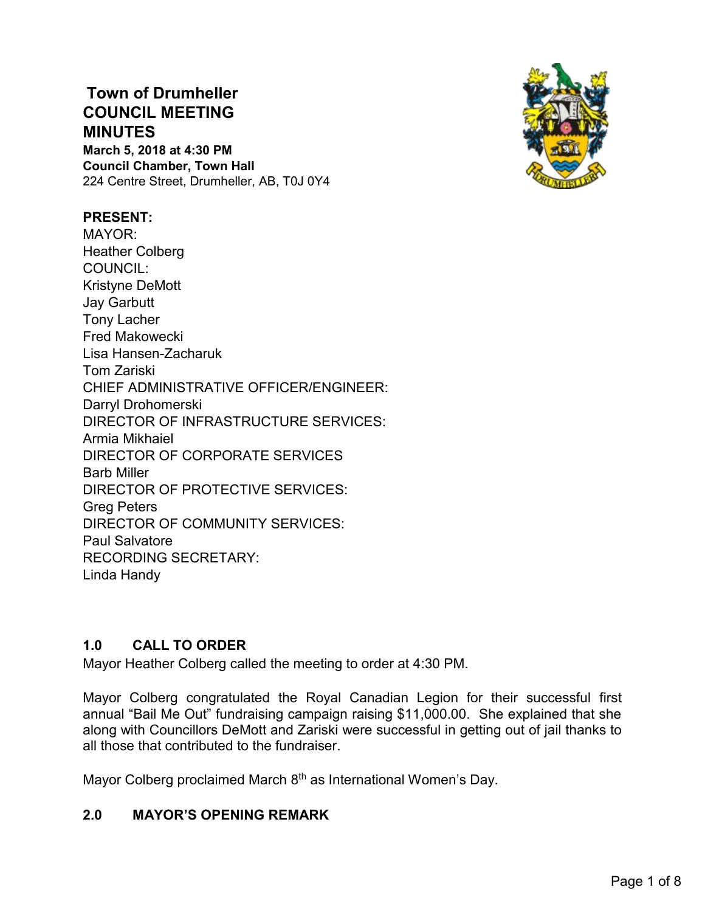# Town of Drumheller
# COUNCIL MEETING
# MINUTES

**March 5, 2018 at 4:30 PM**
**Council Chamber, Town Hall**
224 Centre Street, Drumheller, AB, T0J 0Y4

**PRESENT:**
MAYOR:
Heather Colberg
COUNCIL:
Kristyne DeMott
Jay Garbutt
Tony Lacher
Fred Makowecki
Lisa Hansen-Zacharuk
Tom Zariski
CHIEF ADMINISTRATIVE OFFICER/ENGINEER:
Darryl Drohomerski
DIRECTOR OF INFRASTRUCTURE SERVICES:
Armia Mikhaiel
DIRECTOR OF CORPORATE SERVICES
Barb Miller
DIRECTOR OF PROTECTIVE SERVICES:
Greg Peters
DIRECTOR OF COMMUNITY SERVICES:
Paul Salvatore
RECORDING SECRETARY:
Linda Handy

## 1.0 CALL TO ORDER

Mayor Heather Colberg called the meeting to order at 4:30 PM.

Mayor Colberg congratulated the Royal Canadian Legion for their successful first annual "Bail Me Out" fundraising campaign raising $11,000.00. She explained that she along with Councillors DeMott and Zariski were successful in getting out of jail thanks to all those that contributed to the fundraiser.

Mayor Colberg proclaimed March 8th as International Women's Day.

## 2.0 MAYOR'S OPENING REMARK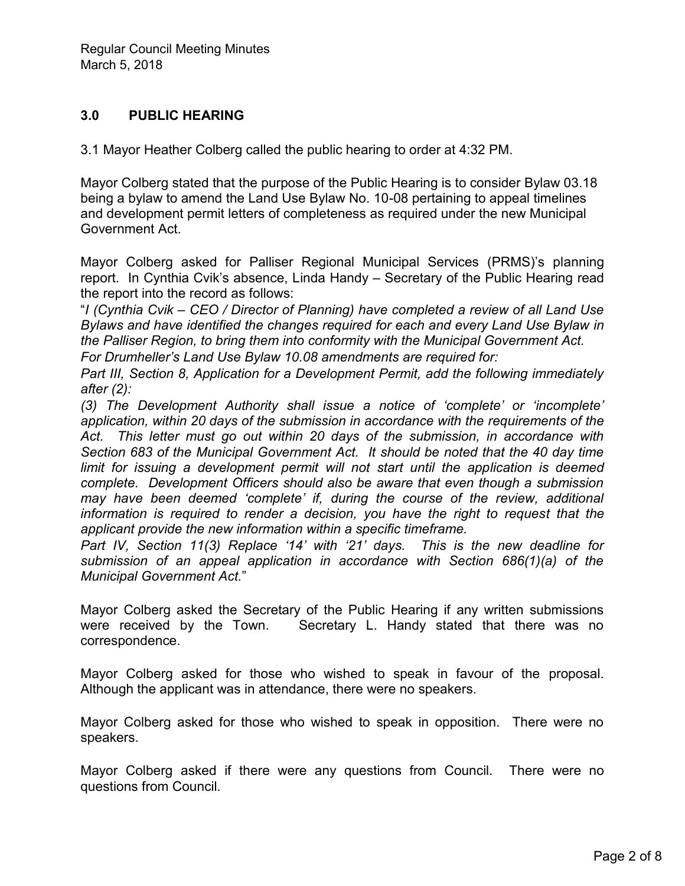## 3.0 PUBLIC HEARING

3.1 Mayor Heather Colberg called the public hearing to order at 4:32 PM.

Mayor Colberg stated that the purpose of the Public Hearing is to consider Bylaw 03.18 being a bylaw to amend the Land Use Bylaw No. 10-08 pertaining to appeal timelines and development permit letters of completeness as required under the new Municipal Government Act.

Mayor Colberg asked for Palliser Regional Municipal Services (PRMS)'s planning report. In Cynthia Cvik's absence, Linda Handy – Secretary of the Public Hearing read the report into the record as follows:

"*I (Cynthia Cvik – CEO / Director of Planning) have completed a review of all Land Use Bylaws and have identified the changes required for each and every Land Use Bylaw in the Palliser Region, to bring them into conformity with the Municipal Government Act.*

*For Drumheller's Land Use Bylaw 10.08 amendments are required for:*

*Part III, Section 8, Application for a Development Permit, add the following immediately after (2):*

*(3) The Development Authority shall issue a notice of 'complete' or 'incomplete' application, within 20 days of the submission in accordance with the requirements of the Act. This letter must go out within 20 days of the submission, in accordance with Section 683 of the Municipal Government Act. It should be noted that the 40 day time limit for issuing a development permit will not start until the application is deemed complete. Development Officers should also be aware that even though a submission may have been deemed 'complete' if, during the course of the review, additional information is required to render a decision, you have the right to request that the applicant provide the new information within a specific timeframe.*

*Part IV, Section 11(3) Replace '14' with '21' days. This is the new deadline for submission of an appeal application in accordance with Section 686(1)(a) of the Municipal Government Act.*"

Mayor Colberg asked the Secretary of the Public Hearing if any written submissions were received by the Town. Secretary L. Handy stated that there was no correspondence.

Mayor Colberg asked for those who wished to speak in favour of the proposal. Although the applicant was in attendance, there were no speakers.

Mayor Colberg asked for those who wished to speak in opposition. There were no speakers.

Mayor Colberg asked if there were any questions from Council. There were no questions from Council.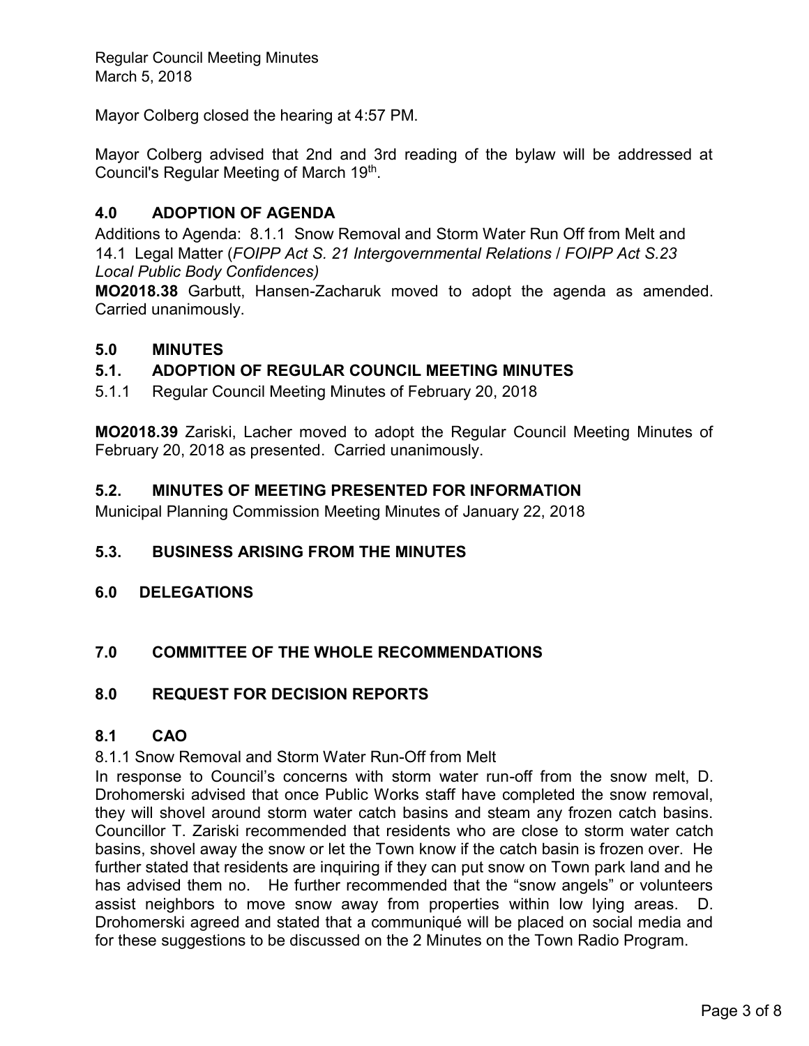Mayor Colberg closed the hearing at 4:57 PM.

Mayor Colberg advised that 2nd and 3rd reading of the bylaw will be addressed at Council's Regular Meeting of March 19th.

## 4.0 ADOPTION OF AGENDA

Additions to Agenda: 8.1.1 Snow Removal and Storm Water Run Off from Melt and 14.1 Legal Matter (*FOIPP Act S. 21 Intergovernmental Relations / FOIPP Act S.23 Local Public Body Confidences)*

**MO2018.38** Garbutt, Hansen-Zacharuk moved to adopt the agenda as amended. Carried unanimously.

## 5.0 MINUTES

### 5.1. ADOPTION OF REGULAR COUNCIL MEETING MINUTES

5.1.1 Regular Council Meeting Minutes of February 20, 2018

**MO2018.39** Zariski, Lacher moved to adopt the Regular Council Meeting Minutes of February 20, 2018 as presented. Carried unanimously.

### 5.2. MINUTES OF MEETING PRESENTED FOR INFORMATION

Municipal Planning Commission Meeting Minutes of January 22, 2018

### 5.3. BUSINESS ARISING FROM THE MINUTES

## 6.0 DELEGATIONS

## 7.0 COMMITTEE OF THE WHOLE RECOMMENDATIONS

## 8.0 REQUEST FOR DECISION REPORTS

### 8.1 CAO

8.1.1 Snow Removal and Storm Water Run-Off from Melt

In response to Council's concerns with storm water run-off from the snow melt, D. Drohomerski advised that once Public Works staff have completed the snow removal, they will shovel around storm water catch basins and steam any frozen catch basins. Councillor T. Zariski recommended that residents who are close to storm water catch basins, shovel away the snow or let the Town know if the catch basin is frozen over. He further stated that residents are inquiring if they can put snow on Town park land and he has advised them no. He further recommended that the "snow angels" or volunteers assist neighbors to move snow away from properties within low lying areas. D. Drohomerski agreed and stated that a communiqué will be placed on social media and for these suggestions to be discussed on the 2 Minutes on the Town Radio Program.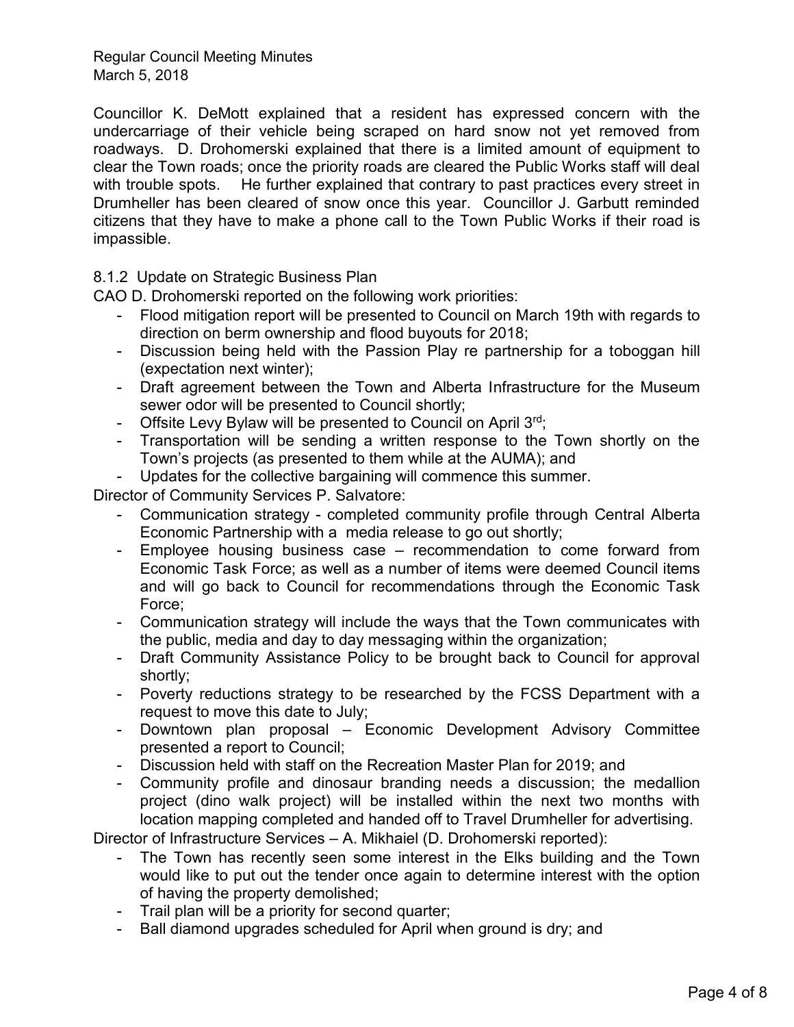Councillor K. DeMott explained that a resident has expressed concern with the undercarriage of their vehicle being scraped on hard snow not yet removed from roadways. D. Drohomerski explained that there is a limited amount of equipment to clear the Town roads; once the priority roads are cleared the Public Works staff will deal with trouble spots. He further explained that contrary to past practices every street in Drumheller has been cleared of snow once this year. Councillor J. Garbutt reminded citizens that they have to make a phone call to the Town Public Works if their road is impassible.

8.1.2 Update on Strategic Business Plan

CAO D. Drohomerski reported on the following work priorities:

- Flood mitigation report will be presented to Council on March 19th with regards to direction on berm ownership and flood buyouts for 2018;
- Discussion being held with the Passion Play re partnership for a toboggan hill (expectation next winter);
- Draft agreement between the Town and Alberta Infrastructure for the Museum sewer odor will be presented to Council shortly;
- Offsite Levy Bylaw will be presented to Council on April 3rd;
- Transportation will be sending a written response to the Town shortly on the Town's projects (as presented to them while at the AUMA); and
- Updates for the collective bargaining will commence this summer.

Director of Community Services P. Salvatore:

- Communication strategy - completed community profile through Central Alberta Economic Partnership with a media release to go out shortly;
- Employee housing business case – recommendation to come forward from Economic Task Force; as well as a number of items were deemed Council items and will go back to Council for recommendations through the Economic Task Force;
- Communication strategy will include the ways that the Town communicates with the public, media and day to day messaging within the organization;
- Draft Community Assistance Policy to be brought back to Council for approval shortly;
- Poverty reductions strategy to be researched by the FCSS Department with a request to move this date to July;
- Downtown plan proposal – Economic Development Advisory Committee presented a report to Council;
- Discussion held with staff on the Recreation Master Plan for 2019; and
- Community profile and dinosaur branding needs a discussion; the medallion project (dino walk project) will be installed within the next two months with location mapping completed and handed off to Travel Drumheller for advertising.

Director of Infrastructure Services – A. Mikhaiel (D. Drohomerski reported):

- The Town has recently seen some interest in the Elks building and the Town would like to put out the tender once again to determine interest with the option of having the property demolished;
- Trail plan will be a priority for second quarter;
- Ball diamond upgrades scheduled for April when ground is dry; and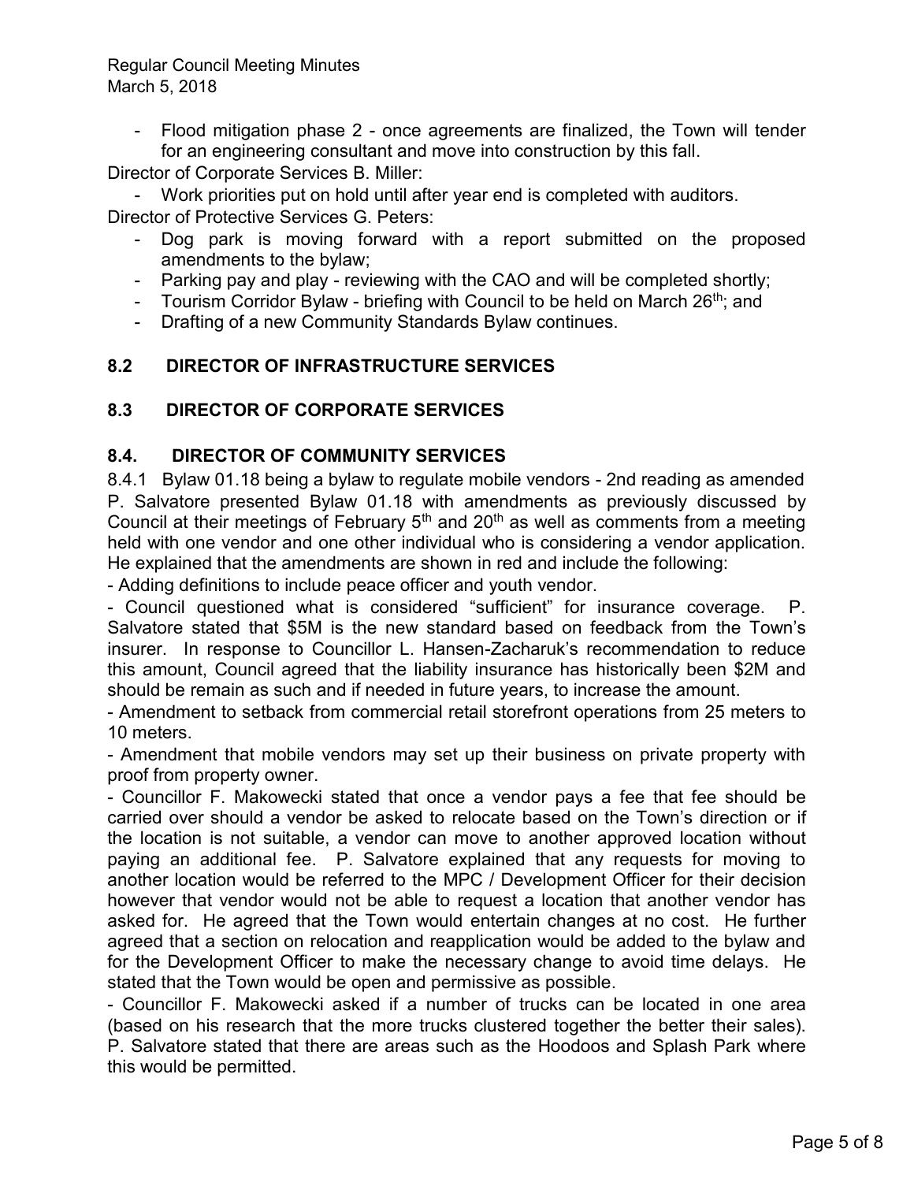- Flood mitigation phase 2 - once agreements are finalized, the Town will tender for an engineering consultant and move into construction by this fall.

Director of Corporate Services B. Miller:

- Work priorities put on hold until after year end is completed with auditors.

Director of Protective Services G. Peters:

- Dog park is moving forward with a report submitted on the proposed amendments to the bylaw;
- Parking pay and play - reviewing with the CAO and will be completed shortly;
- Tourism Corridor Bylaw - briefing with Council to be held on March 26th; and
- Drafting of a new Community Standards Bylaw continues.

## 8.2 DIRECTOR OF INFRASTRUCTURE SERVICES

## 8.3 DIRECTOR OF CORPORATE SERVICES

## 8.4. DIRECTOR OF COMMUNITY SERVICES

8.4.1 Bylaw 01.18 being a bylaw to regulate mobile vendors - 2nd reading as amended

P. Salvatore presented Bylaw 01.18 with amendments as previously discussed by Council at their meetings of February 5th and 20th as well as comments from a meeting held with one vendor and one other individual who is considering a vendor application. He explained that the amendments are shown in red and include the following:

- Adding definitions to include peace officer and youth vendor.

- Council questioned what is considered "sufficient" for insurance coverage. P. Salvatore stated that $5M is the new standard based on feedback from the Town's insurer. In response to Councillor L. Hansen-Zacharuk's recommendation to reduce this amount, Council agreed that the liability insurance has historically been $2M and should be remain as such and if needed in future years, to increase the amount.

- Amendment to setback from commercial retail storefront operations from 25 meters to 10 meters.

- Amendment that mobile vendors may set up their business on private property with proof from property owner.

- Councillor F. Makowecki stated that once a vendor pays a fee that fee should be carried over should a vendor be asked to relocate based on the Town's direction or if the location is not suitable, a vendor can move to another approved location without paying an additional fee. P. Salvatore explained that any requests for moving to another location would be referred to the MPC / Development Officer for their decision however that vendor would not be able to request a location that another vendor has asked for. He agreed that the Town would entertain changes at no cost. He further agreed that a section on relocation and reapplication would be added to the bylaw and for the Development Officer to make the necessary change to avoid time delays. He stated that the Town would be open and permissive as possible.

- Councillor F. Makowecki asked if a number of trucks can be located in one area (based on his research that the more trucks clustered together the better their sales). P. Salvatore stated that there are areas such as the Hoodoos and Splash Park where this would be permitted.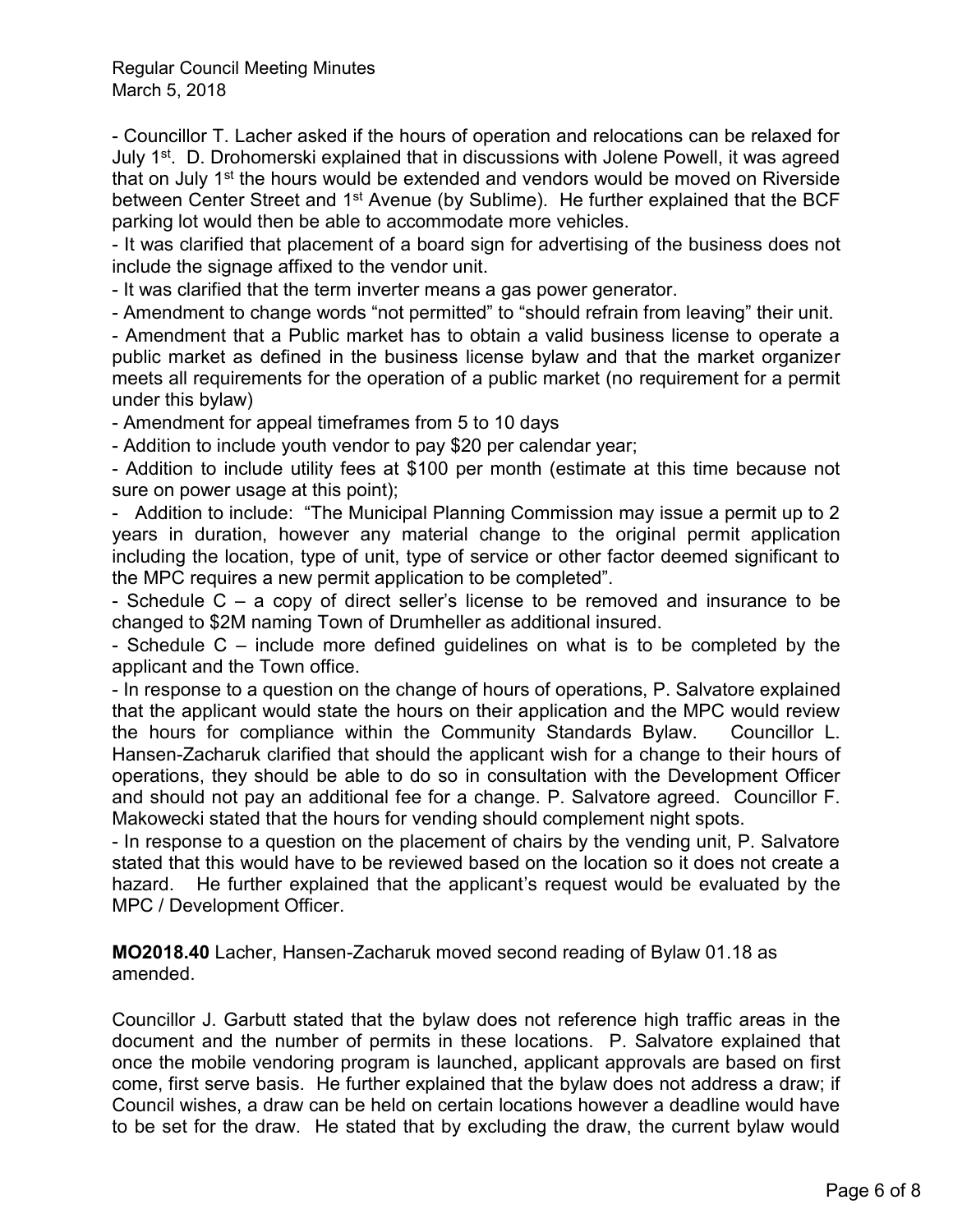- Councillor T. Lacher asked if the hours of operation and relocations can be relaxed for July 1st. D. Drohomerski explained that in discussions with Jolene Powell, it was agreed that on July 1st the hours would be extended and vendors would be moved on Riverside between Center Street and 1st Avenue (by Sublime). He further explained that the BCF parking lot would then be able to accommodate more vehicles.

- It was clarified that placement of a board sign for advertising of the business does not include the signage affixed to the vendor unit.

- It was clarified that the term inverter means a gas power generator.

- Amendment to change words "not permitted" to "should refrain from leaving" their unit.

- Amendment that a Public market has to obtain a valid business license to operate a public market as defined in the business license bylaw and that the market organizer meets all requirements for the operation of a public market (no requirement for a permit under this bylaw)

- Amendment for appeal timeframes from 5 to 10 days

- Addition to include youth vendor to pay $20 per calendar year;

- Addition to include utility fees at $100 per month (estimate at this time because not sure on power usage at this point);

- Addition to include: "The Municipal Planning Commission may issue a permit up to 2 years in duration, however any material change to the original permit application including the location, type of unit, type of service or other factor deemed significant to the MPC requires a new permit application to be completed".

- Schedule C – a copy of direct seller's license to be removed and insurance to be changed to $2M naming Town of Drumheller as additional insured.

- Schedule C – include more defined guidelines on what is to be completed by the applicant and the Town office.

- In response to a question on the change of hours of operations, P. Salvatore explained that the applicant would state the hours on their application and the MPC would review the hours for compliance within the Community Standards Bylaw. Councillor L. Hansen-Zacharuk clarified that should the applicant wish for a change to their hours of operations, they should be able to do so in consultation with the Development Officer and should not pay an additional fee for a change. P. Salvatore agreed. Councillor F. Makowecki stated that the hours for vending should complement night spots.

- In response to a question on the placement of chairs by the vending unit, P. Salvatore stated that this would have to be reviewed based on the location so it does not create a hazard. He further explained that the applicant's request would be evaluated by the MPC / Development Officer.

**MO2018.40** Lacher, Hansen-Zacharuk moved second reading of Bylaw 01.18 as amended.

Councillor J. Garbutt stated that the bylaw does not reference high traffic areas in the document and the number of permits in these locations. P. Salvatore explained that once the mobile vendoring program is launched, applicant approvals are based on first come, first serve basis. He further explained that the bylaw does not address a draw; if Council wishes, a draw can be held on certain locations however a deadline would have to be set for the draw. He stated that by excluding the draw, the current bylaw would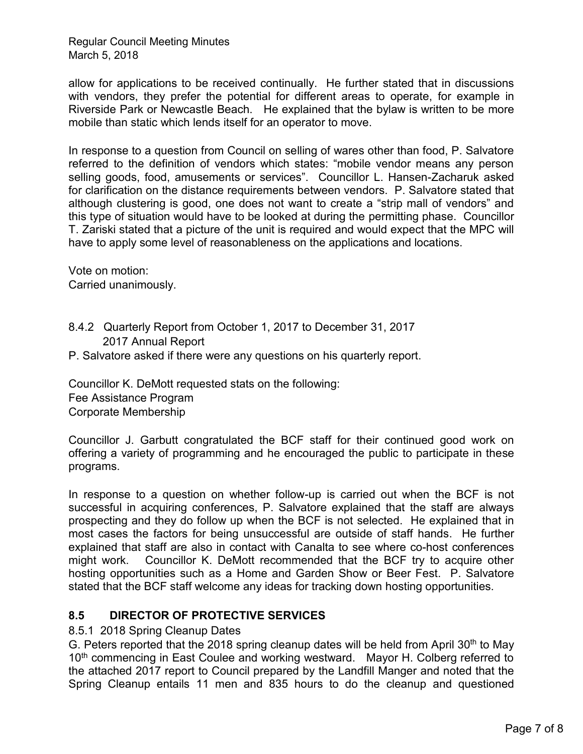allow for applications to be received continually. He further stated that in discussions with vendors, they prefer the potential for different areas to operate, for example in Riverside Park or Newcastle Beach. He explained that the bylaw is written to be more mobile than static which lends itself for an operator to move.

In response to a question from Council on selling of wares other than food, P. Salvatore referred to the definition of vendors which states: "mobile vendor means any person selling goods, food, amusements or services". Councillor L. Hansen-Zacharuk asked for clarification on the distance requirements between vendors. P. Salvatore stated that although clustering is good, one does not want to create a "strip mall of vendors" and this type of situation would have to be looked at during the permitting phase. Councillor T. Zariski stated that a picture of the unit is required and would expect that the MPC will have to apply some level of reasonableness on the applications and locations.

Vote on motion:
Carried unanimously.

8.4.2 Quarterly Report from October 1, 2017 to December 31, 2017
2017 Annual Report

P. Salvatore asked if there were any questions on his quarterly report.

Councillor K. DeMott requested stats on the following:
Fee Assistance Program
Corporate Membership

Councillor J. Garbutt congratulated the BCF staff for their continued good work on offering a variety of programming and he encouraged the public to participate in these programs.

In response to a question on whether follow-up is carried out when the BCF is not successful in acquiring conferences, P. Salvatore explained that the staff are always prospecting and they do follow up when the BCF is not selected. He explained that in most cases the factors for being unsuccessful are outside of staff hands. He further explained that staff are also in contact with Canalta to see where co-host conferences might work. Councillor K. DeMott recommended that the BCF try to acquire other hosting opportunities such as a Home and Garden Show or Beer Fest. P. Salvatore stated that the BCF staff welcome any ideas for tracking down hosting opportunities.

## 8.5 DIRECTOR OF PROTECTIVE SERVICES

8.5.1 2018 Spring Cleanup Dates

G. Peters reported that the 2018 spring cleanup dates will be held from April 30th to May 10th commencing in East Coulee and working westward. Mayor H. Colberg referred to the attached 2017 report to Council prepared by the Landfill Manger and noted that the Spring Cleanup entails 11 men and 835 hours to do the cleanup and questioned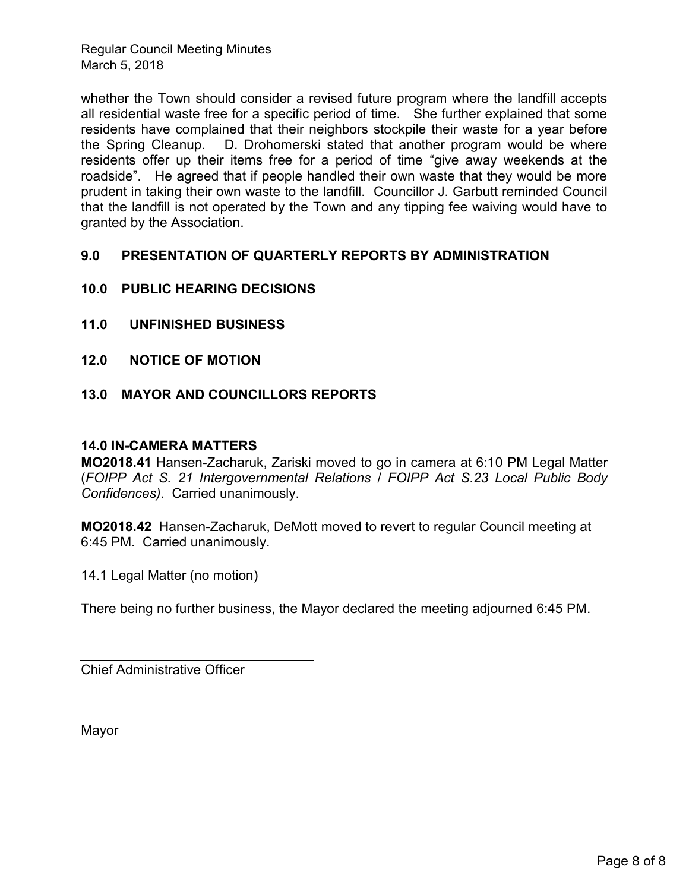whether the Town should consider a revised future program where the landfill accepts all residential waste free for a specific period of time. She further explained that some residents have complained that their neighbors stockpile their waste for a year before the Spring Cleanup. D. Drohomerski stated that another program would be where residents offer up their items free for a period of time "give away weekends at the roadside". He agreed that if people handled their own waste that they would be more prudent in taking their own waste to the landfill. Councillor J. Garbutt reminded Council that the landfill is not operated by the Town and any tipping fee waiving would have to granted by the Association.

## 9.0 PRESENTATION OF QUARTERLY REPORTS BY ADMINISTRATION

## 10.0 PUBLIC HEARING DECISIONS

## 11.0 UNFINISHED BUSINESS

## 12.0 NOTICE OF MOTION

## 13.0 MAYOR AND COUNCILLORS REPORTS

## 14.0 IN-CAMERA MATTERS

**MO2018.41** Hansen-Zacharuk, Zariski moved to go in camera at 6:10 PM Legal Matter (*FOIPP Act S. 21 Intergovernmental Relations / FOIPP Act S.23 Local Public Body Confidences)*. Carried unanimously.

**MO2018.42** Hansen-Zacharuk, DeMott moved to revert to regular Council meeting at 6:45 PM. Carried unanimously.

14.1 Legal Matter (no motion)

There being no further business, the Mayor declared the meeting adjourned 6:45 PM.

Chief Administrative Officer

Mayor